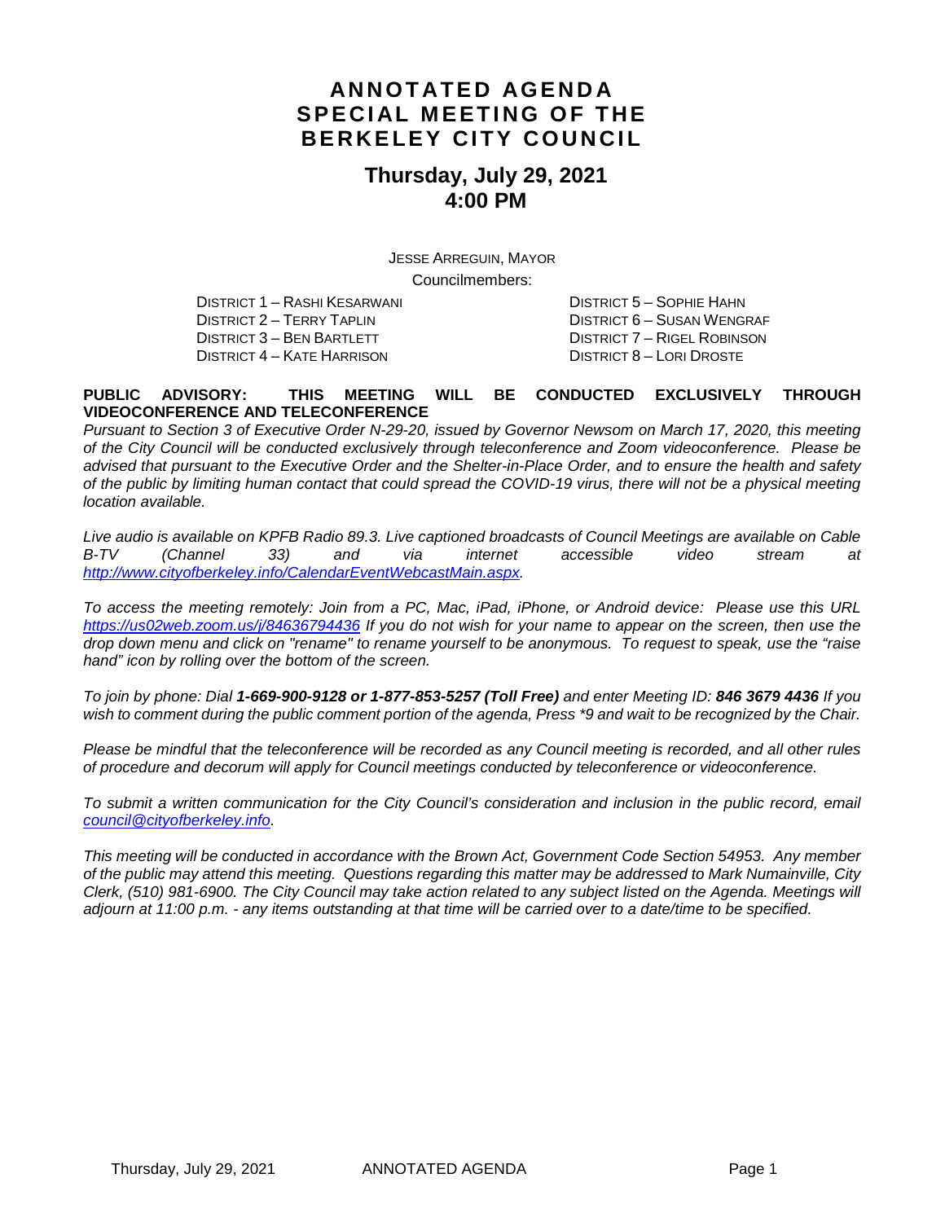# ANNOTATED AGENDA
# SPECIAL MEETING OF THE BERKELEY CITY COUNCIL

## Thursday, July 29, 2021
## 4:00 PM

JESSE ARREGUIN, MAYOR

Councilmembers:

DISTRICT 1 – RASHI KESARWANI
DISTRICT 2 – TERRY TAPLIN
DISTRICT 3 – BEN BARTLETT
DISTRICT 4 – KATE HARRISON
DISTRICT 5 – SOPHIE HAHN
DISTRICT 6 – SUSAN WENGRAF
DISTRICT 7 – RIGEL ROBINSON
DISTRICT 8 – LORI DROSTE

**PUBLIC ADVISORY: THIS MEETING WILL BE CONDUCTED EXCLUSIVELY THROUGH VIDEOCONFERENCE AND TELECONFERENCE**

*Pursuant to Section 3 of Executive Order N-29-20, issued by Governor Newsom on March 17, 2020, this meeting of the City Council will be conducted exclusively through teleconference and Zoom videoconference. Please be advised that pursuant to the Executive Order and the Shelter-in-Place Order, and to ensure the health and safety of the public by limiting human contact that could spread the COVID-19 virus, there will not be a physical meeting location available.*

*Live audio is available on KPFB Radio 89.3. Live captioned broadcasts of Council Meetings are available on Cable B-TV (Channel 33) and via internet accessible video stream at http://www.cityofberkeley.info/CalendarEventWebcastMain.aspx.*

*To access the meeting remotely: Join from a PC, Mac, iPad, iPhone, or Android device: Please use this URL https://us02web.zoom.us/j/84636794436 If you do not wish for your name to appear on the screen, then use the drop down menu and click on "rename" to rename yourself to be anonymous. To request to speak, use the "raise hand" icon by rolling over the bottom of the screen.*

*To join by phone: Dial **1-669-900-9128 or 1-877-853-5257 (Toll Free)** and enter Meeting ID: **846 3679 4436** If you wish to comment during the public comment portion of the agenda, Press \*9 and wait to be recognized by the Chair.*

*Please be mindful that the teleconference will be recorded as any Council meeting is recorded, and all other rules of procedure and decorum will apply for Council meetings conducted by teleconference or videoconference.*

*To submit a written communication for the City Council's consideration and inclusion in the public record, email council@cityofberkeley.info.*

*This meeting will be conducted in accordance with the Brown Act, Government Code Section 54953. Any member of the public may attend this meeting. Questions regarding this matter may be addressed to Mark Numainville, City Clerk, (510) 981-6900. The City Council may take action related to any subject listed on the Agenda. Meetings will adjourn at 11:00 p.m. - any items outstanding at that time will be carried over to a date/time to be specified.*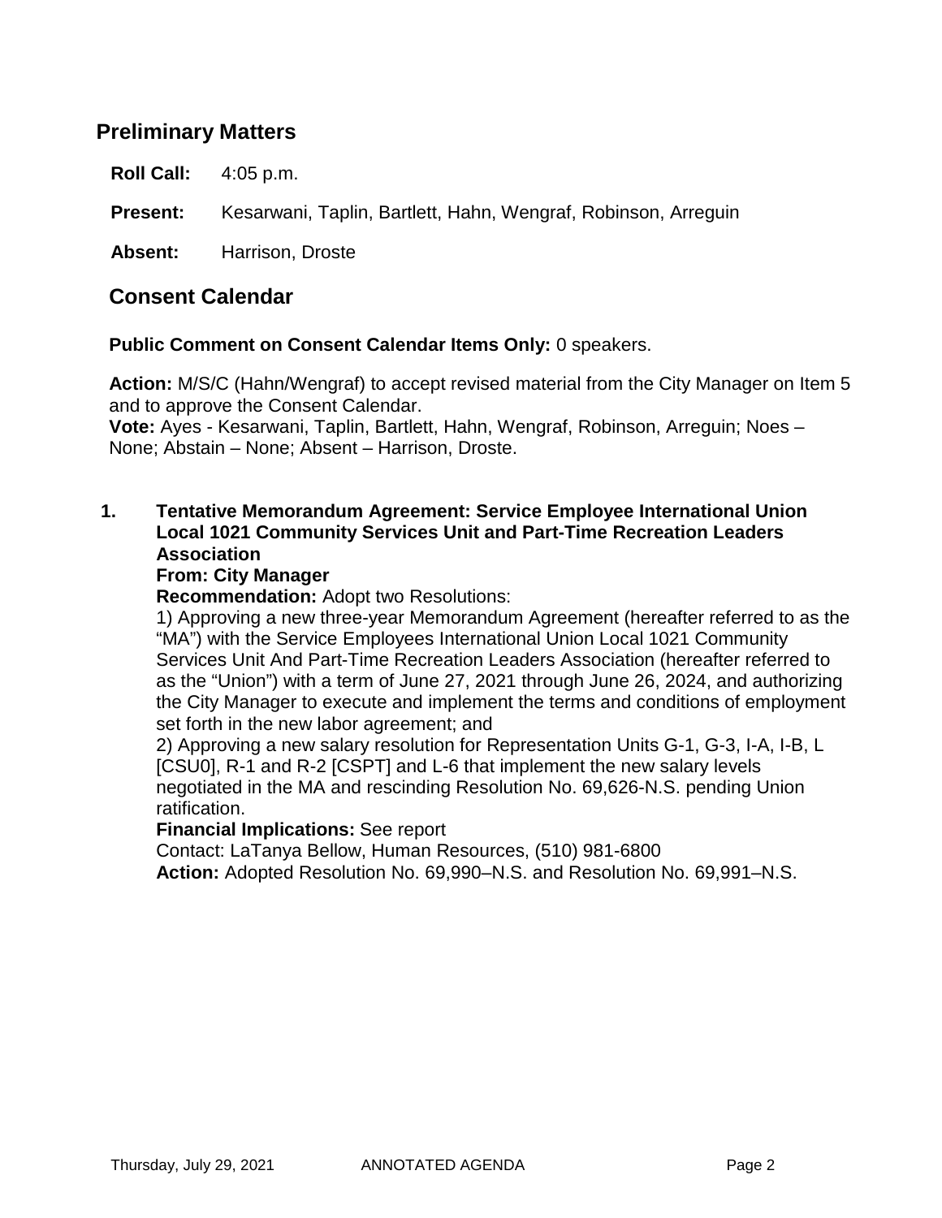## Preliminary Matters

**Roll Call:** 4:05 p.m.

**Present:** Kesarwani, Taplin, Bartlett, Hahn, Wengraf, Robinson, Arreguin

**Absent:** Harrison, Droste

## Consent Calendar

**Public Comment on Consent Calendar Items Only:** 0 speakers.

**Action:** M/S/C (Hahn/Wengraf) to accept revised material from the City Manager on Item 5 and to approve the Consent Calendar.
**Vote:** Ayes - Kesarwani, Taplin, Bartlett, Hahn, Wengraf, Robinson, Arreguin; Noes – None; Abstain – None; Absent – Harrison, Droste.

1. **Tentative Memorandum Agreement: Service Employee International Union Local 1021 Community Services Unit and Part-Time Recreation Leaders Association**
   **From: City Manager**
   **Recommendation:** Adopt two Resolutions:
   1) Approving a new three-year Memorandum Agreement (hereafter referred to as the “MA”) with the Service Employees International Union Local 1021 Community Services Unit And Part-Time Recreation Leaders Association (hereafter referred to as the “Union”) with a term of June 27, 2021 through June 26, 2024, and authorizing the City Manager to execute and implement the terms and conditions of employment set forth in the new labor agreement; and
   2) Approving a new salary resolution for Representation Units G-1, G-3, I-A, I-B, L [CSU0], R-1 and R-2 [CSPT] and L-6 that implement the new salary levels negotiated in the MA and rescinding Resolution No. 69,626-N.S. pending Union ratification.
   **Financial Implications:** See report
   Contact: LaTanya Bellow, Human Resources, (510) 981-6800
   **Action:** Adopted Resolution No. 69,990–N.S. and Resolution No. 69,991–N.S.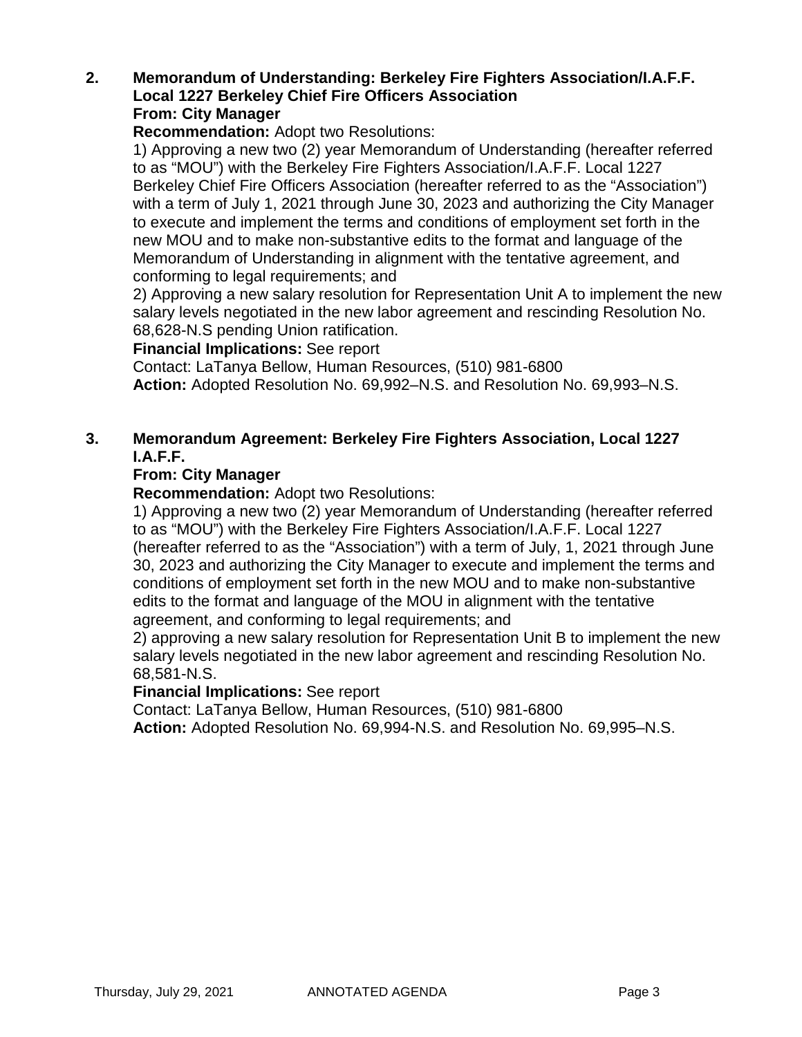**2. Memorandum of Understanding: Berkeley Fire Fighters Association/I.A.F.F. Local 1227 Berkeley Chief Fire Officers Association**
**From: City Manager**

**Recommendation:** Adopt two Resolutions:

1) Approving a new two (2) year Memorandum of Understanding (hereafter referred to as "MOU") with the Berkeley Fire Fighters Association/I.A.F.F. Local 1227 Berkeley Chief Fire Officers Association (hereafter referred to as the "Association") with a term of July 1, 2021 through June 30, 2023 and authorizing the City Manager to execute and implement the terms and conditions of employment set forth in the new MOU and to make non-substantive edits to the format and language of the Memorandum of Understanding in alignment with the tentative agreement, and conforming to legal requirements; and

2) Approving a new salary resolution for Representation Unit A to implement the new salary levels negotiated in the new labor agreement and rescinding Resolution No. 68,628-N.S pending Union ratification.

**Financial Implications:** See report

Contact: LaTanya Bellow, Human Resources, (510) 981-6800

**Action:** Adopted Resolution No. 69,992–N.S. and Resolution No. 69,993–N.S.

**3. Memorandum Agreement: Berkeley Fire Fighters Association, Local 1227 I.A.F.F.**
**From: City Manager**

**Recommendation:** Adopt two Resolutions:

1) Approving a new two (2) year Memorandum of Understanding (hereafter referred to as "MOU") with the Berkeley Fire Fighters Association/I.A.F.F. Local 1227 (hereafter referred to as the "Association") with a term of July, 1, 2021 through June 30, 2023 and authorizing the City Manager to execute and implement the terms and conditions of employment set forth in the new MOU and to make non-substantive edits to the format and language of the MOU in alignment with the tentative agreement, and conforming to legal requirements; and

2) approving a new salary resolution for Representation Unit B to implement the new salary levels negotiated in the new labor agreement and rescinding Resolution No. 68,581-N.S.

**Financial Implications:** See report

Contact: LaTanya Bellow, Human Resources, (510) 981-6800

**Action:** Adopted Resolution No. 69,994-N.S. and Resolution No. 69,995–N.S.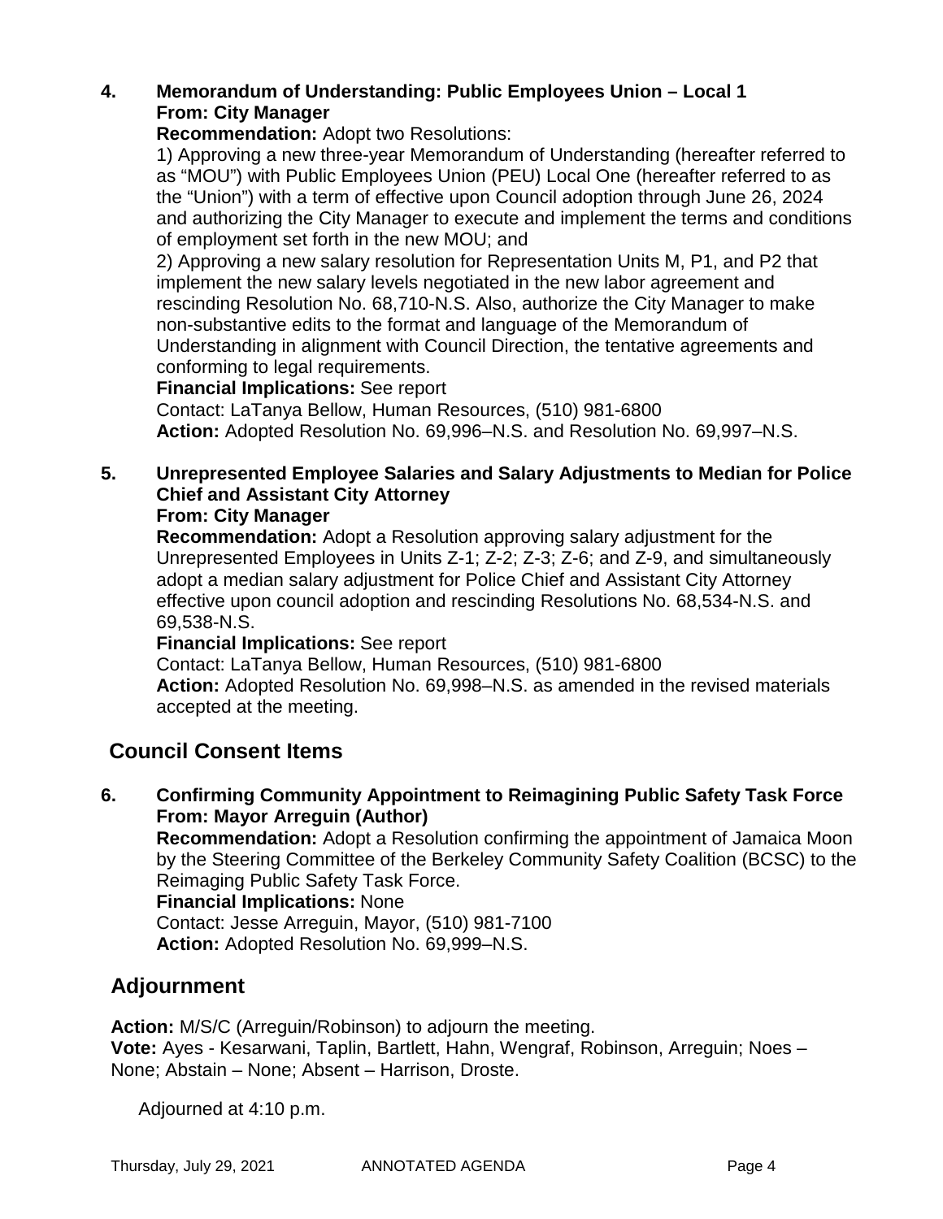4. **Memorandum of Understanding: Public Employees Union – Local 1**
   **From: City Manager**
   **Recommendation:** Adopt two Resolutions:
   1) Approving a new three-year Memorandum of Understanding (hereafter referred to as "MOU") with Public Employees Union (PEU) Local One (hereafter referred to as the "Union") with a term of effective upon Council adoption through June 26, 2024 and authorizing the City Manager to execute and implement the terms and conditions of employment set forth in the new MOU; and
   2) Approving a new salary resolution for Representation Units M, P1, and P2 that implement the new salary levels negotiated in the new labor agreement and rescinding Resolution No. 68,710-N.S. Also, authorize the City Manager to make non-substantive edits to the format and language of the Memorandum of Understanding in alignment with Council Direction, the tentative agreements and conforming to legal requirements.
   **Financial Implications:** See report
   Contact: LaTanya Bellow, Human Resources, (510) 981-6800
   **Action:** Adopted Resolution No. 69,996–N.S. and Resolution No. 69,997–N.S.

5. **Unrepresented Employee Salaries and Salary Adjustments to Median for Police Chief and Assistant City Attorney**
   **From: City Manager**
   **Recommendation:** Adopt a Resolution approving salary adjustment for the Unrepresented Employees in Units Z-1; Z-2; Z-3; Z-6; and Z-9, and simultaneously adopt a median salary adjustment for Police Chief and Assistant City Attorney effective upon council adoption and rescinding Resolutions No. 68,534-N.S. and 69,538-N.S.
   **Financial Implications:** See report
   Contact: LaTanya Bellow, Human Resources, (510) 981-6800
   **Action:** Adopted Resolution No. 69,998–N.S. as amended in the revised materials accepted at the meeting.

## Council Consent Items

6. **Confirming Community Appointment to Reimagining Public Safety Task Force**
   **From: Mayor Arreguin (Author)**
   **Recommendation:** Adopt a Resolution confirming the appointment of Jamaica Moon by the Steering Committee of the Berkeley Community Safety Coalition (BCSC) to the Reimaging Public Safety Task Force.
   **Financial Implications:** None
   Contact: Jesse Arreguin, Mayor, (510) 981-7100
   **Action:** Adopted Resolution No. 69,999–N.S.

## Adjournment

**Action:** M/S/C (Arreguin/Robinson) to adjourn the meeting.
**Vote:** Ayes - Kesarwani, Taplin, Bartlett, Hahn, Wengraf, Robinson, Arreguin; Noes – None; Abstain – None; Absent – Harrison, Droste.

Adjourned at 4:10 p.m.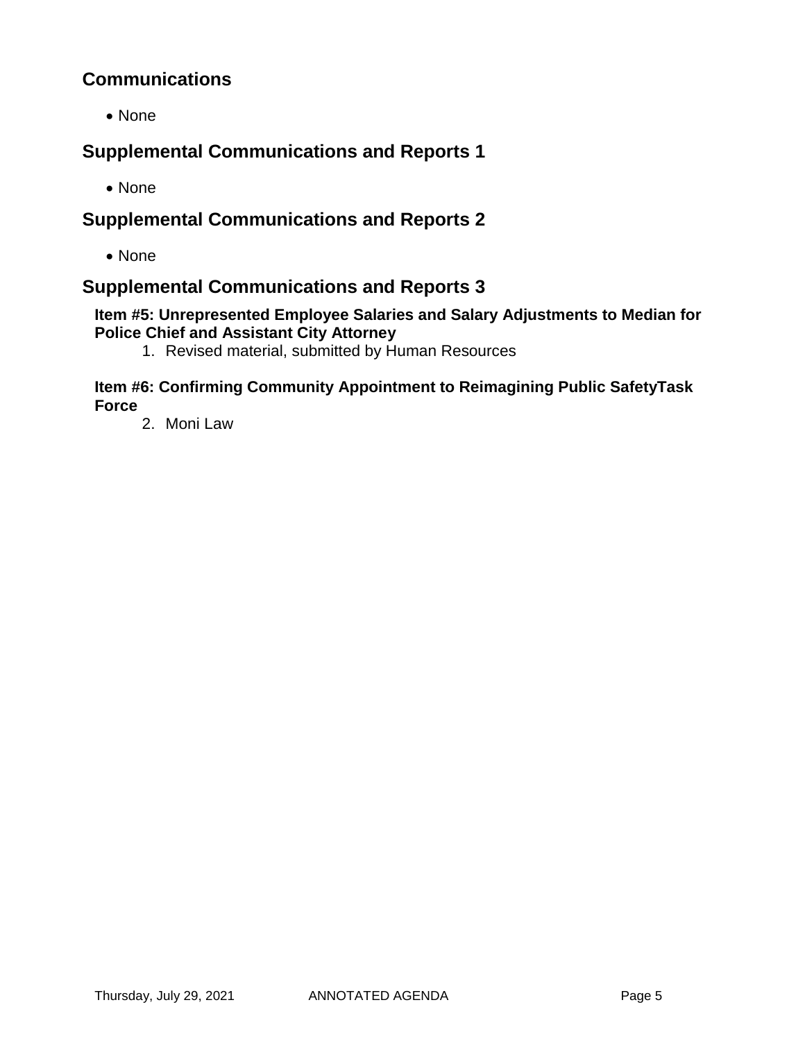## Communications

- None

## Supplemental Communications and Reports 1

- None

## Supplemental Communications and Reports 2

- None

## Supplemental Communications and Reports 3

**Item #5: Unrepresented Employee Salaries and Salary Adjustments to Median for Police Chief and Assistant City Attorney**

1. Revised material, submitted by Human Resources

**Item #6: Confirming Community Appointment to Reimagining Public SafetyTask Force**

2. Moni Law